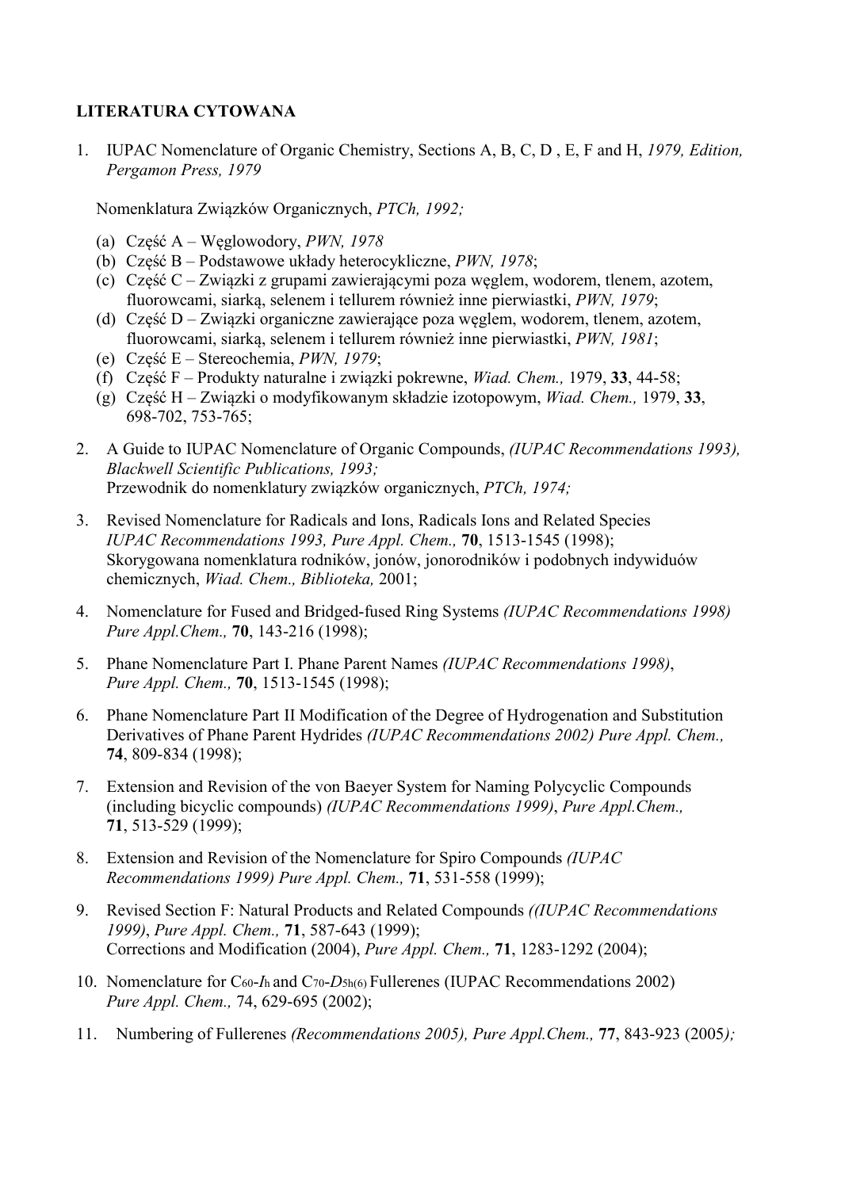**LITERATURA CYTOWANA**

1. IUPAC Nomenclature of Organic Chemistry, Sections A, B, C, D , E, F and H, *1979, Edition, Pergamon Press, 1979*

   Nomenklatura Związków Organicznych, *PTCh, 1992;*

   (a) Część A – Węglowodory, *PWN, 1978*
   (b) Część B – Podstawowe układy heterocykliczne, *PWN, 1978*;
   (c) Część C – Związki z grupami zawierającymi poza węglem, wodorem, tlenem, azotem, fluorowcami, siarką, selenem i tellurem również inne pierwiastki, *PWN, 1979*;
   (d) Część D – Związki organiczne zawierające poza węglem, wodorem, tlenem, azotem, fluorowcami, siarką, selenem i tellurem również inne pierwiastki, *PWN, 1981*;
   (e) Część E – Stereochemia, *PWN, 1979*;
   (f) Część F – Produkty naturalne i związki pokrewne, *Wiad. Chem.,* 1979, **33**, 44-58;
   (g) Część H – Związki o modyfikowanym składzie izotopowym, *Wiad. Chem.,* 1979, **33**, 698-702, 753-765;

2. A Guide to IUPAC Nomenclature of Organic Compounds, *(IUPAC Recommendations 1993), Blackwell Scientific Publications, 1993;*
   Przewodnik do nomenklatury związków organicznych, *PTCh, 1974;*

3. Revised Nomenclature for Radicals and Ions, Radicals Ions and Related Species *IUPAC Recommendations 1993, Pure Appl. Chem.,* **70**, 1513-1545 (1998);
   Skorygowana nomenklatura rodników, jonów, jonorodników i podobnych indywiduów chemicznych, *Wiad. Chem., Biblioteka,* 2001;

4. Nomenclature for Fused and Bridged-fused Ring Systems *(IUPAC Recommendations 1998) Pure Appl.Chem.,* **70**, 143-216 (1998);

5. Phane Nomenclature Part I. Phane Parent Names *(IUPAC Recommendations 1998)*, *Pure Appl. Chem.,* **70**, 1513-1545 (1998);

6. Phane Nomenclature Part II Modification of the Degree of Hydrogenation and Substitution Derivatives of Phane Parent Hydrides *(IUPAC Recommendations 2002) Pure Appl. Chem.,* **74**, 809-834 (1998);

7. Extension and Revision of the von Baeyer System for Naming Polycyclic Compounds (including bicyclic compounds) *(IUPAC Recommendations 1999)*, *Pure Appl.Chem.,* **71**, 513-529 (1999);

8. Extension and Revision of the Nomenclature for Spiro Compounds *(IUPAC Recommendations 1999) Pure Appl. Chem.,* **71**, 531-558 (1999);

9. Revised Section F: Natural Products and Related Compounds *((IUPAC Recommendations 1999)*, *Pure Appl. Chem.,* **71**, 587-643 (1999);
   Corrections and Modification (2004), *Pure Appl. Chem.,* **71**, 1283-1292 (2004);

10. Nomenclature for $C_{60}$-$I_h$ and $C_{70}$-$D_{5h(6)}$ Fullerenes (IUPAC Recommendations 2002) *Pure Appl. Chem.,* 74, 629-695 (2002);

11. Numbering of Fullerenes *(Recommendations 2005), Pure Appl.Chem.,* **77**, 843-923 (2005*);*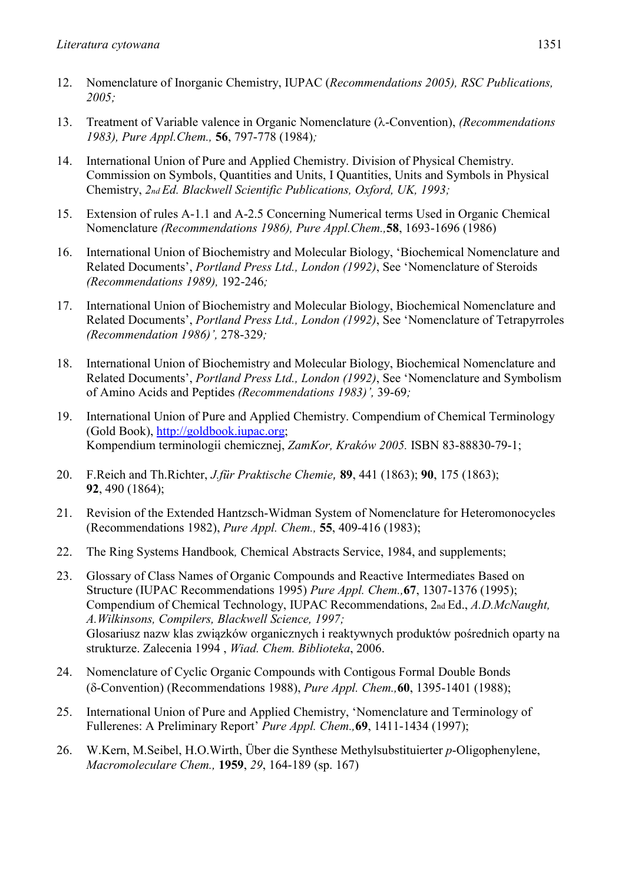12. Nomenclature of Inorganic Chemistry, IUPAC (*Recommendations 2005), RSC Publications, 2005;*

13. Treatment of Variable valence in Organic Nomenclature (λ-Convention), *(Recommendations 1983), Pure Appl.Chem.,* **56**, 797-778 (1984)*;*

14. International Union of Pure and Applied Chemistry. Division of Physical Chemistry. Commission on Symbols, Quantities and Units, I Quantities, Units and Symbols in Physical Chemistry, *2nd Ed. Blackwell Scientific Publications, Oxford, UK, 1993;*

15. Extension of rules A-1.1 and A-2.5 Concerning Numerical terms Used in Organic Chemical Nomenclature *(Recommendations 1986), Pure Appl.Chem.,***58**, 1693-1696 (1986)

16. International Union of Biochemistry and Molecular Biology, 'Biochemical Nomenclature and Related Documents', *Portland Press Ltd., London (1992)*, See 'Nomenclature of Steroids *(Recommendations 1989),* 192-246*;*

17. International Union of Biochemistry and Molecular Biology, Biochemical Nomenclature and Related Documents', *Portland Press Ltd., London (1992)*, See 'Nomenclature of Tetrapyrroles *(Recommendation 1986)',* 278-329*;*

18. International Union of Biochemistry and Molecular Biology, Biochemical Nomenclature and Related Documents', *Portland Press Ltd., London (1992)*, See 'Nomenclature and Symbolism of Amino Acids and Peptides *(Recommendations 1983)',* 39-69*;*

19. International Union of Pure and Applied Chemistry. Compendium of Chemical Terminology (Gold Book), http://goldbook.iupac.org;
    Kompendium terminologii chemicznej, *ZamKor, Kraków 2005.* ISBN 83-88830-79-1;

20. F.Reich and Th.Richter, *J.für Praktische Chemie,* **89**, 441 (1863); **90**, 175 (1863); **92**, 490 (1864);

21. Revision of the Extended Hantzsch-Widman System of Nomenclature for Heteromonocycles (Recommendations 1982), *Pure Appl. Chem.,* **55**, 409-416 (1983);

22. The Ring Systems Handbook*,* Chemical Abstracts Service, 1984, and supplements;

23. Glossary of Class Names of Organic Compounds and Reactive Intermediates Based on Structure (IUPAC Recommendations 1995) *Pure Appl. Chem.,***67**, 1307-1376 (1995);
    Compendium of Chemical Technology, IUPAC Recommendations, 2nd Ed., *A.D.McNaught, A.Wilkinsons, Compilers, Blackwell Science, 1997;*
    Glosariusz nazw klas związków organicznych i reaktywnych produktów pośrednich oparty na strukturze. Zalecenia 1994 , *Wiad. Chem. Biblioteka*, 2006.

24. Nomenclature of Cyclic Organic Compounds with Contigous Formal Double Bonds (δ-Convention) (Recommendations 1988), *Pure Appl. Chem.,***60**, 1395-1401 (1988);

25. International Union of Pure and Applied Chemistry, 'Nomenclature and Terminology of Fullerenes: A Preliminary Report' *Pure Appl. Chem.,***69**, 1411-1434 (1997);

26. W.Kern, M.Seibel, H.O.Wirth, Über die Synthese Methylsubstituierter *p*-Oligophenylene, *Macromoleculare Chem.,* **1959**, *29*, 164-189 (sp. 167)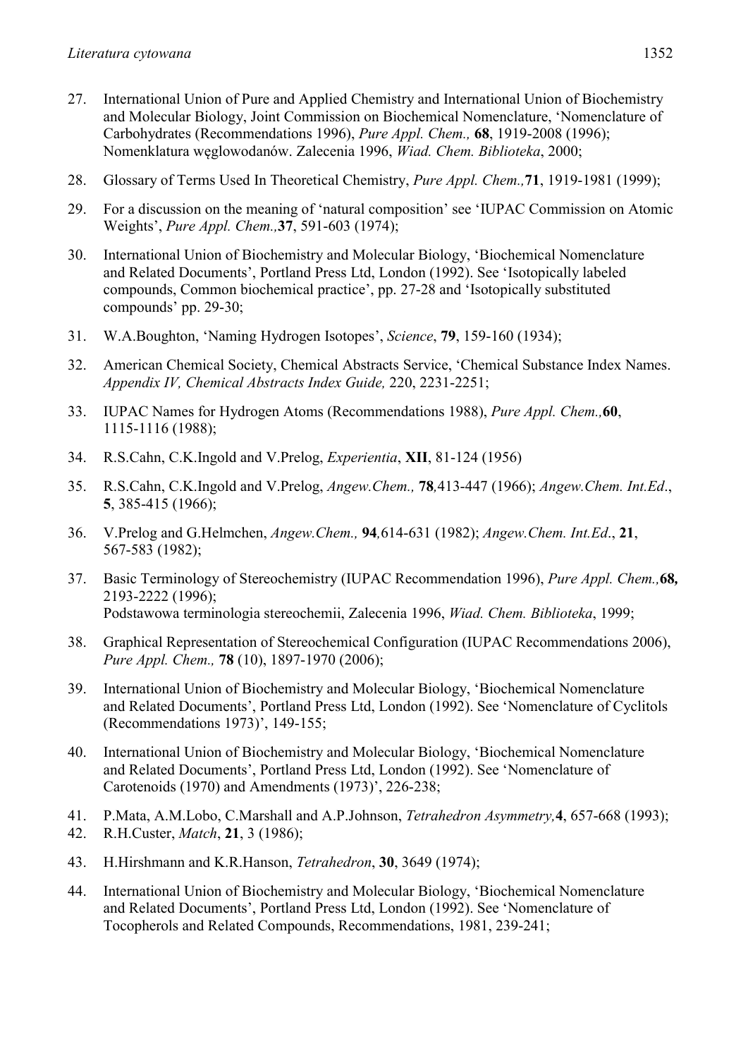27. International Union of Pure and Applied Chemistry and International Union of Biochemistry and Molecular Biology, Joint Commission on Biochemical Nomenclature, 'Nomenclature of Carbohydrates (Recommendations 1996), *Pure Appl. Chem.,* **68**, 1919-2008 (1996); Nomenklatura węglowodanów. Zalecenia 1996, *Wiad. Chem. Biblioteka*, 2000;

28. Glossary of Terms Used In Theoretical Chemistry, *Pure Appl. Chem.,***71**, 1919-1981 (1999);

29. For a discussion on the meaning of 'natural composition' see 'IUPAC Commission on Atomic Weights', *Pure Appl. Chem.,***37**, 591-603 (1974);

30. International Union of Biochemistry and Molecular Biology, 'Biochemical Nomenclature and Related Documents', Portland Press Ltd, London (1992). See 'Isotopically labeled compounds, Common biochemical practice', pp. 27-28 and 'Isotopically substituted compounds' pp. 29-30;

31. W.A.Boughton, 'Naming Hydrogen Isotopes', *Science*, **79**, 159-160 (1934);

32. American Chemical Society, Chemical Abstracts Service, 'Chemical Substance Index Names. *Appendix IV, Chemical Abstracts Index Guide,* 220, 2231-2251;

33. IUPAC Names for Hydrogen Atoms (Recommendations 1988), *Pure Appl. Chem.,***60**, 1115-1116 (1988);

34. R.S.Cahn, C.K.Ingold and V.Prelog, *Experientia*, **XII**, 81-124 (1956)

35. R.S.Cahn, C.K.Ingold and V.Prelog, *Angew.Chem.,* **78***,*413-447 (1966); *Angew.Chem. Int.Ed*., **5**, 385-415 (1966);

36. V.Prelog and G.Helmchen, *Angew.Chem.,* **94***,*614-631 (1982); *Angew.Chem. Int.Ed*., **21**, 567-583 (1982);

37. Basic Terminology of Stereochemistry (IUPAC Recommendation 1996), *Pure Appl. Chem.,***68,** 2193-2222 (1996);
    Podstawowa terminologia stereochemii, Zalecenia 1996, *Wiad. Chem. Biblioteka*, 1999;

38. Graphical Representation of Stereochemical Configuration (IUPAC Recommendations 2006), *Pure Appl. Chem.,* **78** (10), 1897-1970 (2006);

39. International Union of Biochemistry and Molecular Biology, 'Biochemical Nomenclature and Related Documents', Portland Press Ltd, London (1992). See 'Nomenclature of Cyclitols (Recommendations 1973)', 149-155;

40. International Union of Biochemistry and Molecular Biology, 'Biochemical Nomenclature and Related Documents', Portland Press Ltd, London (1992). See 'Nomenclature of Carotenoids (1970) and Amendments (1973)', 226-238;

41. P.Mata, A.M.Lobo, C.Marshall and A.P.Johnson, *Tetrahedron Asymmetry,***4**, 657-668 (1993);

42. R.H.Custer, *Match*, **21**, 3 (1986);

43. H.Hirshmann and K.R.Hanson, *Tetrahedron*, **30**, 3649 (1974);

44. International Union of Biochemistry and Molecular Biology, 'Biochemical Nomenclature and Related Documents', Portland Press Ltd, London (1992). See 'Nomenclature of Tocopherols and Related Compounds, Recommendations, 1981, 239-241;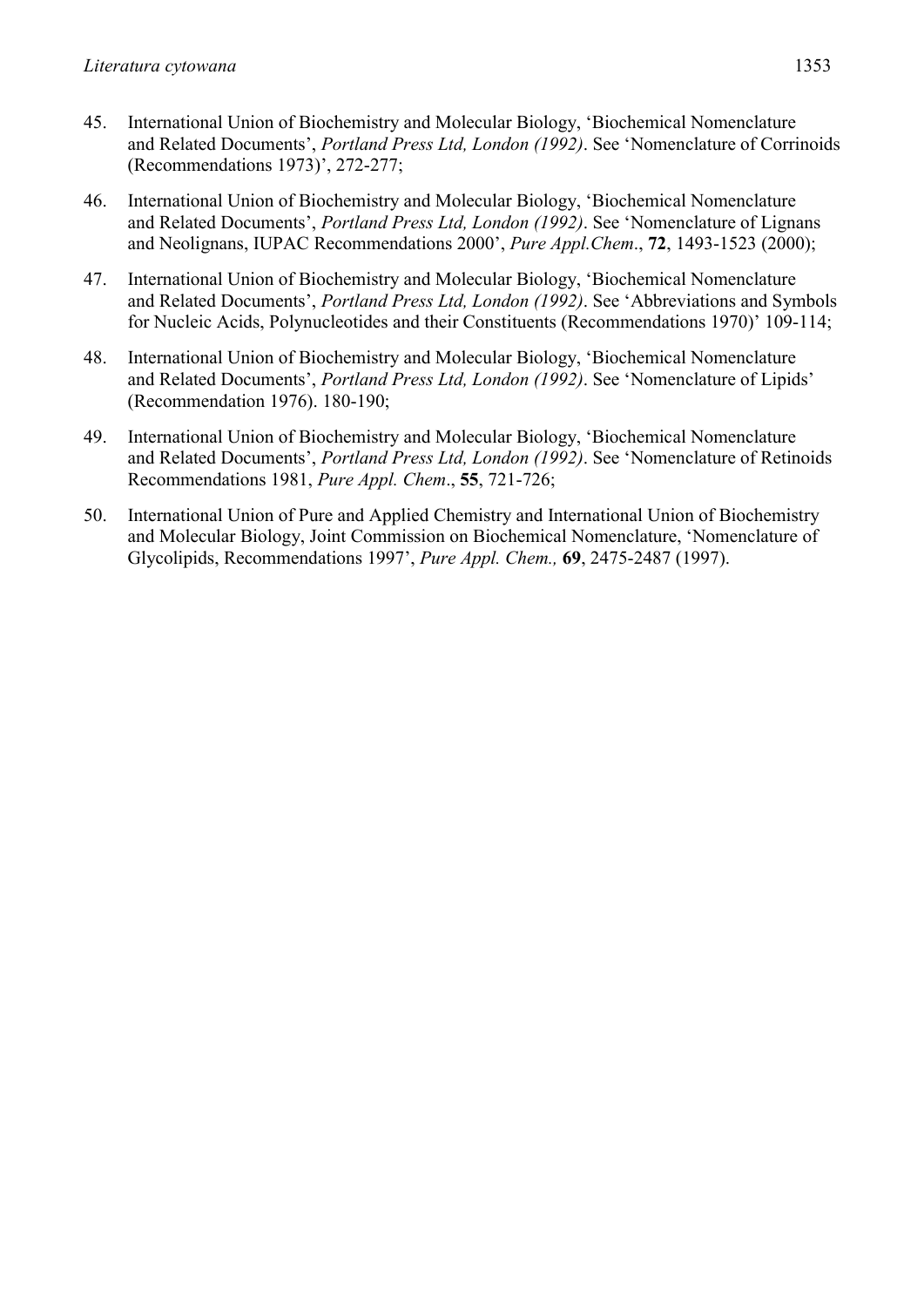45. International Union of Biochemistry and Molecular Biology, 'Biochemical Nomenclature and Related Documents', *Portland Press Ltd, London (1992)*. See 'Nomenclature of Corrinoids (Recommendations 1973)', 272-277;

46. International Union of Biochemistry and Molecular Biology, 'Biochemical Nomenclature and Related Documents', *Portland Press Ltd, London (1992)*. See 'Nomenclature of Lignans and Neolignans, IUPAC Recommendations 2000', *Pure Appl.Chem*., **72**, 1493-1523 (2000);

47. International Union of Biochemistry and Molecular Biology, 'Biochemical Nomenclature and Related Documents', *Portland Press Ltd, London (1992)*. See 'Abbreviations and Symbols for Nucleic Acids, Polynucleotides and their Constituents (Recommendations 1970)' 109-114;

48. International Union of Biochemistry and Molecular Biology, 'Biochemical Nomenclature and Related Documents', *Portland Press Ltd, London (1992)*. See 'Nomenclature of Lipids' (Recommendation 1976). 180-190;

49. International Union of Biochemistry and Molecular Biology, 'Biochemical Nomenclature and Related Documents', *Portland Press Ltd, London (1992)*. See 'Nomenclature of Retinoids Recommendations 1981, *Pure Appl. Chem*., **55**, 721-726;

50. International Union of Pure and Applied Chemistry and International Union of Biochemistry and Molecular Biology, Joint Commission on Biochemical Nomenclature, 'Nomenclature of Glycolipids, Recommendations 1997', *Pure Appl. Chem.,* **69**, 2475-2487 (1997).